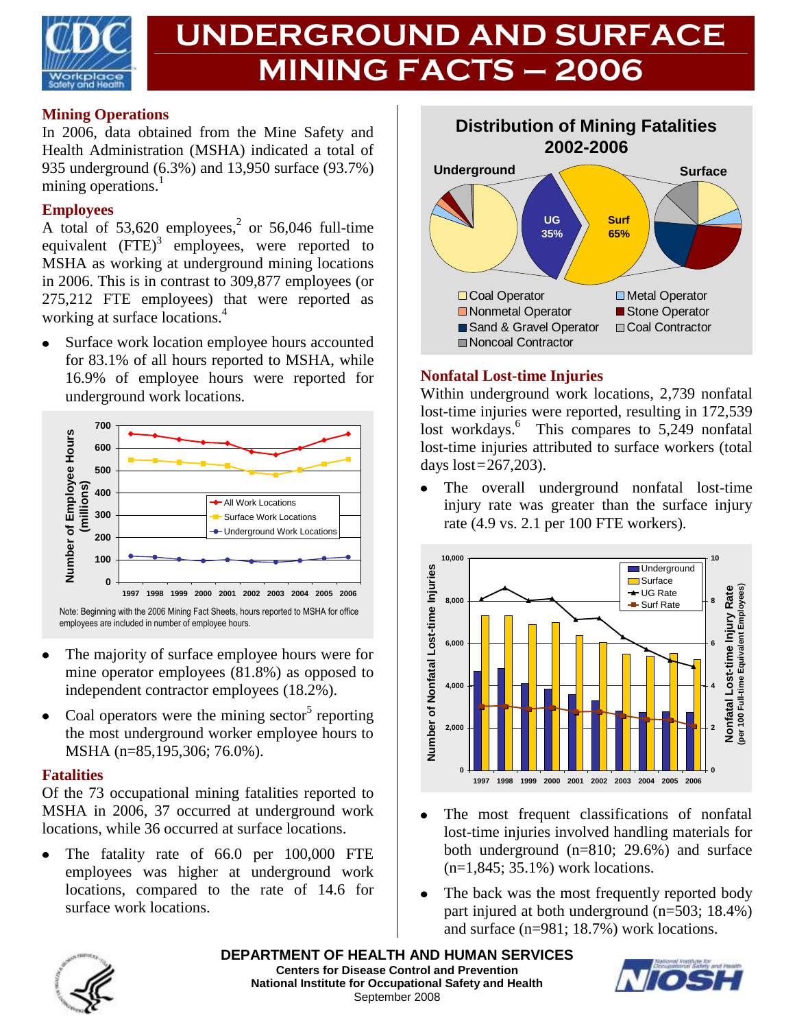# UNDERGROUND AND SURFACE MINING FACTS – 2006

## Mining Operations

In 2006, data obtained from the Mine Safety and Health Administration (MSHA) indicated a total of 935 underground (6.3%) and 13,950 surface (93.7%) mining operations.[1]

## Employees

A total of 53,620 employees,[2] or 56,046 full-time equivalent (FTE)[3] employees, were reported to MSHA as working at underground mining locations in 2006. This is in contrast to 309,877 employees (or 275,212 FTE employees) that were reported as working at surface locations.[4]

- Surface work location employee hours accounted for 83.1% of all hours reported to MSHA, while 16.9% of employee hours were reported for underground work locations.

Note: Beginning with the 2006 Mining Fact Sheets, hours reported to MSHA for office employees are included in number of employee hours.

- The majority of surface employee hours were for mine operator employees (81.8%) as opposed to independent contractor employees (18.2%).
- Coal operators were the mining sector[5] reporting the most underground worker employee hours to MSHA (n=85,195,306; 76.0%).

## Fatalities

Of the 73 occupational mining fatalities reported to MSHA in 2006, 37 occurred at underground work locations, while 36 occurred at surface locations.

- The fatality rate of 66.0 per 100,000 FTE employees was higher at underground work locations, compared to the rate of 14.6 for surface work locations.

## Nonfatal Lost-time Injuries

Within underground work locations, 2,739 nonfatal lost-time injuries were reported, resulting in 172,539 lost workdays.[6] This compares to 5,249 nonfatal lost-time injuries attributed to surface workers (total days lost=267,203).

- The overall underground nonfatal lost-time injury rate was greater than the surface injury rate (4.9 vs. 2.1 per 100 FTE workers).

- The most frequent classifications of nonfatal lost-time injuries involved handling materials for both underground (n=810; 29.6%) and surface (n=1,845; 35.1%) work locations.
- The back was the most frequently reported body part injured at both underground (n=503; 18.4%) and surface (n=981; 18.7%) work locations.

**DEPARTMENT OF HEALTH AND HUMAN SERVICES**
**Centers for Disease Control and Prevention**
**National Institute for Occupational Safety and Health**
September 2008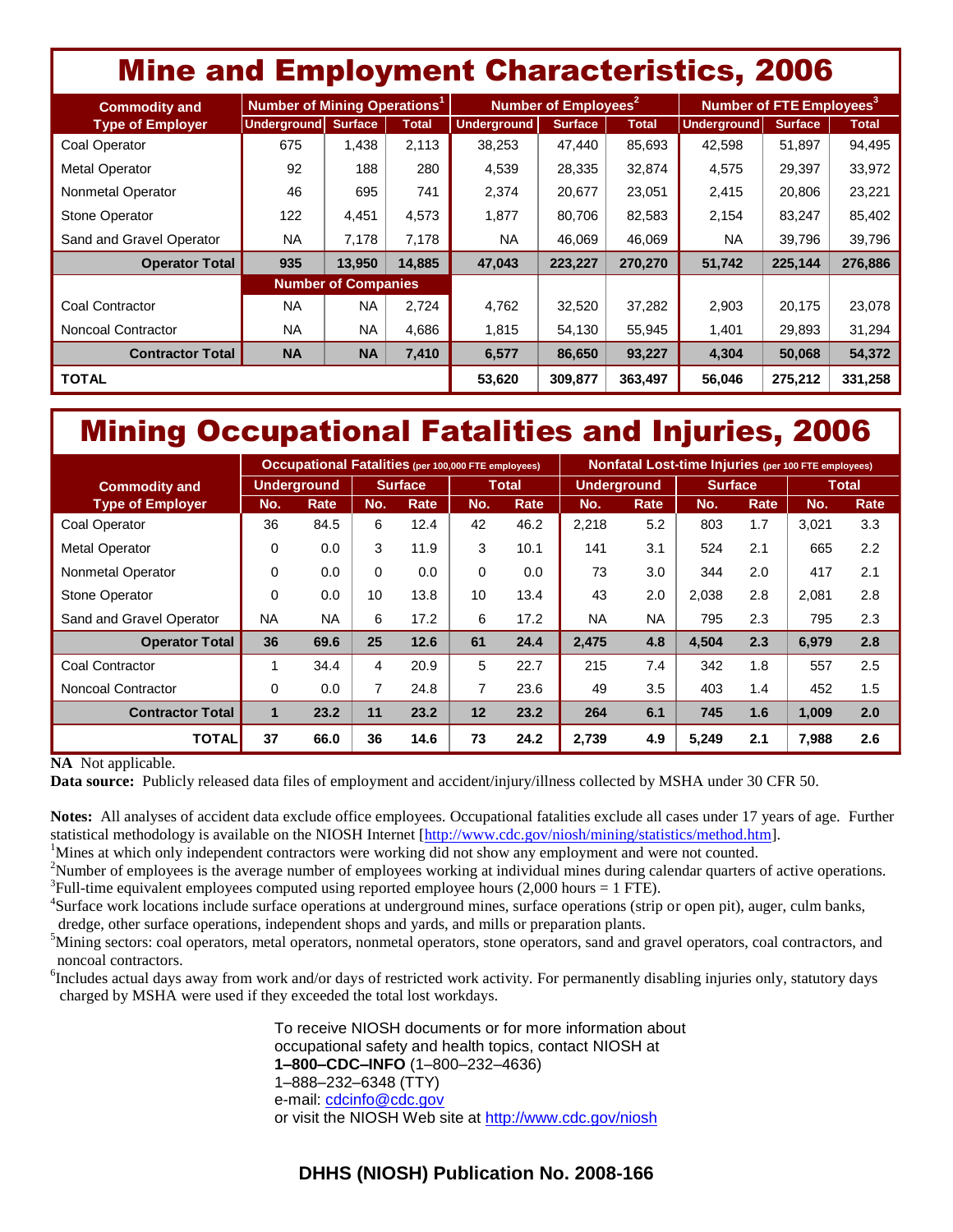# Mine and Employment Characteristics, 2006

| Commodity and Type of Employer | Number of Mining Operations[1] | | | Number of Employees[2] | | | Number of FTE Employees[3] | | |
|---|---|---|---|---|---|---|---|---|---|
| | Underground | Surface | Total | Underground | Surface | Total | Underground | Surface | Total |
| Coal Operator | 675 | 1,438 | 2,113 | 38,253 | 47,440 | 85,693 | 42,598 | 51,897 | 94,495 |
| Metal Operator | 92 | 188 | 280 | 4,539 | 28,335 | 32,874 | 4,575 | 29,397 | 33,972 |
| Nonmetal Operator | 46 | 695 | 741 | 2,374 | 20,677 | 23,051 | 2,415 | 20,806 | 23,221 |
| Stone Operator | 122 | 4,451 | 4,573 | 1,877 | 80,706 | 82,583 | 2,154 | 83,247 | 85,402 |
| Sand and Gravel Operator | NA | 7,178 | 7,178 | NA | 46,069 | 46,069 | NA | 39,796 | 39,796 |
| **Operator Total** | **935** | **13,950** | **14,885** | **47,043** | **223,227** | **270,270** | **51,742** | **225,144** | **276,886** |
| | **Number of Companies** | | | | | | | | |
| Coal Contractor | NA | NA | 2,724 | 4,762 | 32,520 | 37,282 | 2,903 | 20,175 | 23,078 |
| Noncoal Contractor | NA | NA | 4,686 | 1,815 | 54,130 | 55,945 | 1,401 | 29,893 | 31,294 |
| **Contractor Total** | **NA** | **NA** | **7,410** | **6,577** | **86,650** | **93,227** | **4,304** | **50,068** | **54,372** |
| **TOTAL** | | | | **53,620** | **309,877** | **363,497** | **56,046** | **275,212** | **331,258** |

# Mining Occupational Fatalities and Injuries, 2006

| Commodity and Type of Employer | Occupational Fatalities (per 100,000 FTE employees) | | | | | | Nonfatal Lost-time Injuries (per 100 FTE employees) | | | | | |
|---|---|---|---|---|---|---|---|---|---|---|---|---|
| | Underground | | Surface | | Total | | Underground | | Surface | | Total | |
| | No. | Rate | No. | Rate | No. | Rate | No. | Rate | No. | Rate | No. | Rate |
| Coal Operator | 36 | 84.5 | 6 | 12.4 | 42 | 46.2 | 2,218 | 5.2 | 803 | 1.7 | 3,021 | 3.3 |
| Metal Operator | 0 | 0.0 | 3 | 11.9 | 3 | 10.1 | 141 | 3.1 | 524 | 2.1 | 665 | 2.2 |
| Nonmetal Operator | 0 | 0.0 | 0 | 0.0 | 0 | 0.0 | 73 | 3.0 | 344 | 2.0 | 417 | 2.1 |
| Stone Operator | 0 | 0.0 | 10 | 13.8 | 10 | 13.4 | 43 | 2.0 | 2,038 | 2.8 | 2,081 | 2.8 |
| Sand and Gravel Operator | NA | NA | 6 | 17.2 | 6 | 17.2 | NA | NA | 795 | 2.3 | 795 | 2.3 |
| **Operator Total** | **36** | **69.6** | **25** | **12.6** | **61** | **24.4** | **2,475** | **4.8** | **4,504** | **2.3** | **6,979** | **2.8** |
| Coal Contractor | 1 | 34.4 | 4 | 20.9 | 5 | 22.7 | 215 | 7.4 | 342 | 1.8 | 557 | 2.5 |
| Noncoal Contractor | 0 | 0.0 | 7 | 24.8 | 7 | 23.6 | 49 | 3.5 | 403 | 1.4 | 452 | 1.5 |
| **Contractor Total** | **1** | **23.2** | **11** | **23.2** | **12** | **23.2** | **264** | **6.1** | **745** | **1.6** | **1,009** | **2.0** |
| **TOTAL** | **37** | **66.0** | **36** | **14.6** | **73** | **24.2** | **2,739** | **4.9** | **5,249** | **2.1** | **7,988** | **2.6** |

**NA** Not applicable.

**Data source:** Publicly released data files of employment and accident/injury/illness collected by MSHA under 30 CFR 50.

**Notes:** All analyses of accident data exclude office employees. Occupational fatalities exclude all cases under 17 years of age. Further statistical methodology is available on the NIOSH Internet [http://www.cdc.gov/niosh/mining/statistics/method.htm].

[1]Mines at which only independent contractors were working did not show any employment and were not counted.

[2]Number of employees is the average number of employees working at individual mines during calendar quarters of active operations.

[3]Full-time equivalent employees computed using reported employee hours (2,000 hours = 1 FTE).

[4]Surface work locations include surface operations at underground mines, surface operations (strip or open pit), auger, culm banks, dredge, other surface operations, independent shops and yards, and mills or preparation plants.

[5]Mining sectors: coal operators, metal operators, nonmetal operators, stone operators, sand and gravel operators, coal contractors, and noncoal contractors.

[6]Includes actual days away from work and/or days of restricted work activity. For permanently disabling injuries only, statutory days charged by MSHA were used if they exceeded the total lost workdays.

To receive NIOSH documents or for more information about occupational safety and health topics, contact NIOSH at
**1–800–CDC–INFO** (1–800–232–4636)
1–888–232–6348 (TTY)
e-mail: cdcinfo@cdc.gov
or visit the NIOSH Web site at http://www.cdc.gov/niosh

**DHHS (NIOSH) Publication No. 2008-166**